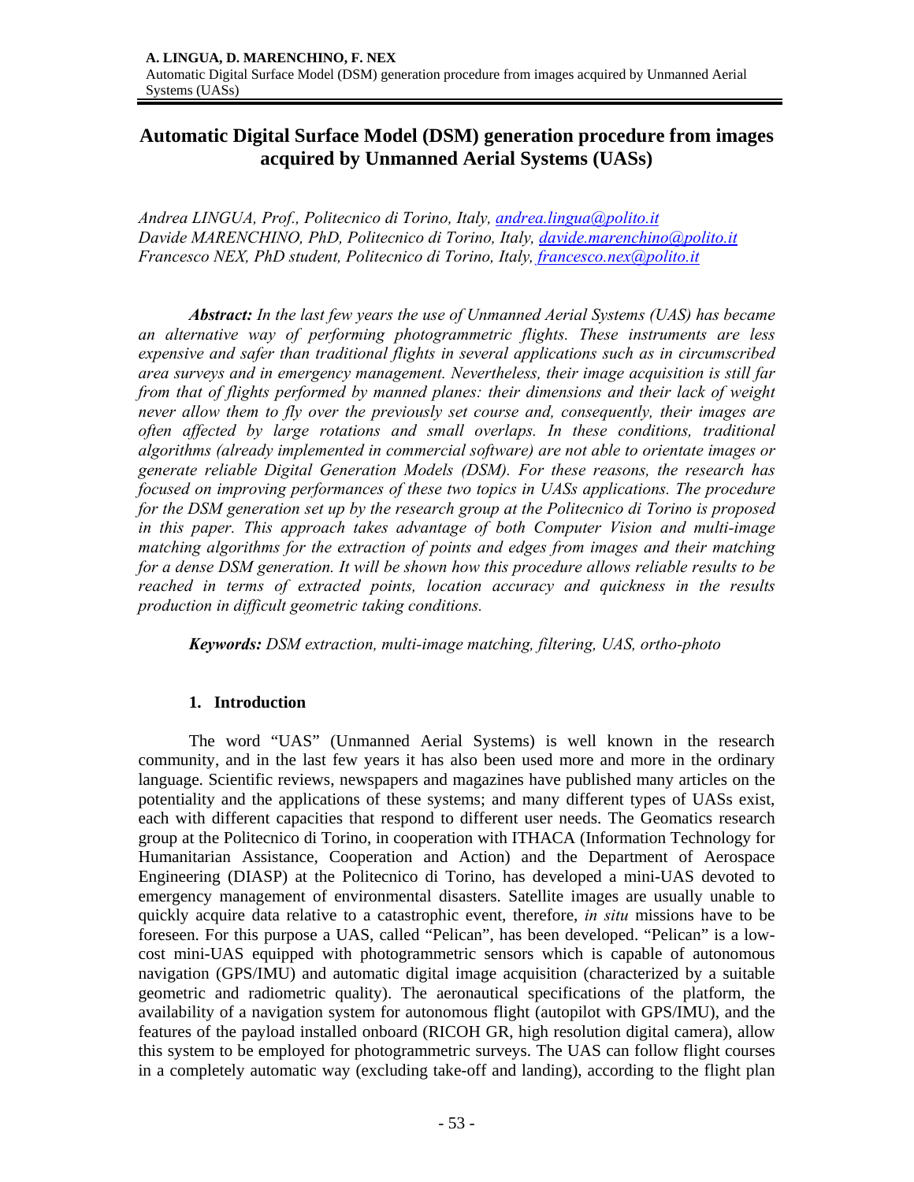# Automatic Digital Surface Model (DSM) generation procedure from images acquired by Unmanned Aerial Systems (UASs)

*Andrea LINGUA, Prof., Politecnico di Torino, Italy, andrea.lingua@polito.it*
*Davide MARENCHINO, PhD, Politecnico di Torino, Italy, davide.marenchino@polito.it*
*Francesco NEX, PhD student, Politecnico di Torino, Italy, francesco.nex@polito.it*

***Abstract:*** *In the last few years the use of Unmanned Aerial Systems (UAS) has became an alternative way of performing photogrammetric flights. These instruments are less expensive and safer than traditional flights in several applications such as in circumscribed area surveys and in emergency management. Nevertheless, their image acquisition is still far from that of flights performed by manned planes: their dimensions and their lack of weight never allow them to fly over the previously set course and, consequently, their images are often affected by large rotations and small overlaps. In these conditions, traditional algorithms (already implemented in commercial software) are not able to orientate images or generate reliable Digital Generation Models (DSM). For these reasons, the research has focused on improving performances of these two topics in UASs applications. The procedure for the DSM generation set up by the research group at the Politecnico di Torino is proposed in this paper. This approach takes advantage of both Computer Vision and multi-image matching algorithms for the extraction of points and edges from images and their matching for a dense DSM generation. It will be shown how this procedure allows reliable results to be reached in terms of extracted points, location accuracy and quickness in the results production in difficult geometric taking conditions.*

***Keywords:*** *DSM extraction, multi-image matching, filtering, UAS, ortho-photo*

## 1. Introduction

The word "UAS" (Unmanned Aerial Systems) is well known in the research community, and in the last few years it has also been used more and more in the ordinary language. Scientific reviews, newspapers and magazines have published many articles on the potentiality and the applications of these systems; and many different types of UASs exist, each with different capacities that respond to different user needs. The Geomatics research group at the Politecnico di Torino, in cooperation with ITHACA (Information Technology for Humanitarian Assistance, Cooperation and Action) and the Department of Aerospace Engineering (DIASP) at the Politecnico di Torino, has developed a mini-UAS devoted to emergency management of environmental disasters. Satellite images are usually unable to quickly acquire data relative to a catastrophic event, therefore, *in situ* missions have to be foreseen. For this purpose a UAS, called "Pelican", has been developed. "Pelican" is a low-cost mini-UAS equipped with photogrammetric sensors which is capable of autonomous navigation (GPS/IMU) and automatic digital image acquisition (characterized by a suitable geometric and radiometric quality). The aeronautical specifications of the platform, the availability of a navigation system for autonomous flight (autopilot with GPS/IMU), and the features of the payload installed onboard (RICOH GR, high resolution digital camera), allow this system to be employed for photogrammetric surveys. The UAS can follow flight courses in a completely automatic way (excluding take-off and landing), according to the flight plan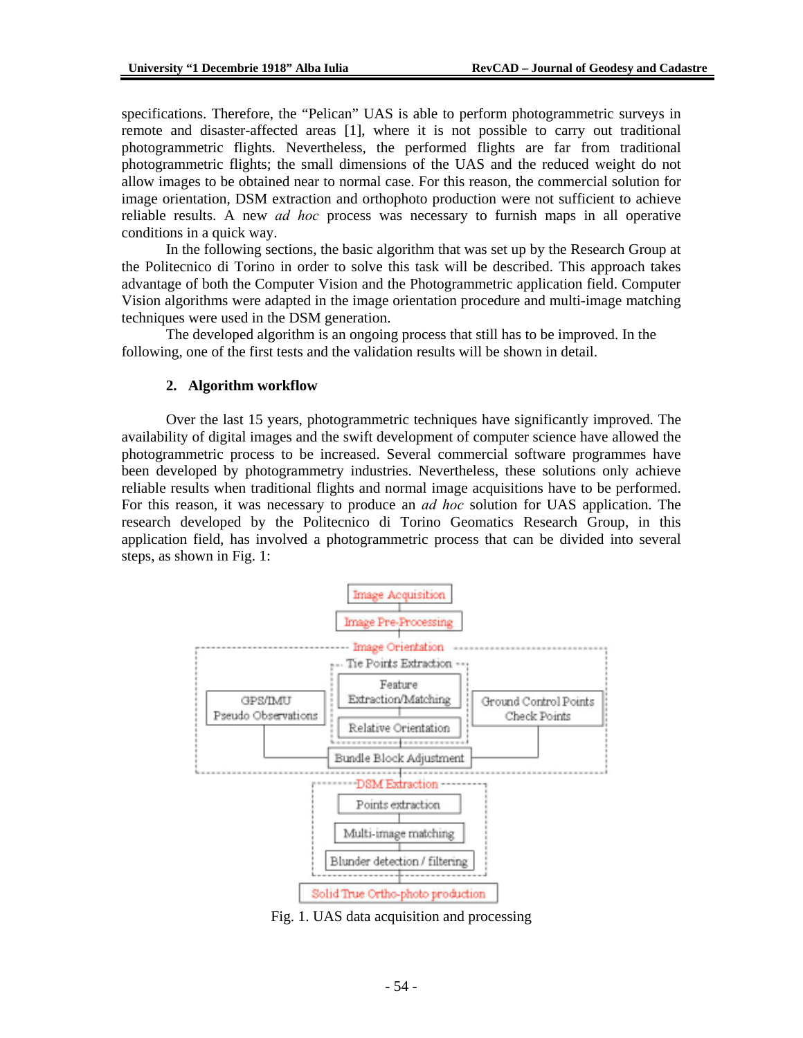specifications. Therefore, the "Pelican" UAS is able to perform photogrammetric surveys in remote and disaster-affected areas [1], where it is not possible to carry out traditional photogrammetric flights. Nevertheless, the performed flights are far from traditional photogrammetric flights; the small dimensions of the UAS and the reduced weight do not allow images to be obtained near to normal case. For this reason, the commercial solution for image orientation, DSM extraction and orthophoto production were not sufficient to achieve reliable results. A new *ad hoc* process was necessary to furnish maps in all operative conditions in a quick way.

In the following sections, the basic algorithm that was set up by the Research Group at the Politecnico di Torino in order to solve this task will be described. This approach takes advantage of both the Computer Vision and the Photogrammetric application field. Computer Vision algorithms were adapted in the image orientation procedure and multi-image matching techniques were used in the DSM generation.

The developed algorithm is an ongoing process that still has to be improved. In the following, one of the first tests and the validation results will be shown in detail.

## 2. Algorithm workflow

Over the last 15 years, photogrammetric techniques have significantly improved. The availability of digital images and the swift development of computer science have allowed the photogrammetric process to be increased. Several commercial software programmes have been developed by photogrammetry industries. Nevertheless, these solutions only achieve reliable results when traditional flights and normal image acquisitions have to be performed. For this reason, it was necessary to produce an *ad hoc* solution for UAS application. The research developed by the Politecnico di Torino Geomatics Research Group, in this application field, has involved a photogrammetric process that can be divided into several steps, as shown in Fig. 1:

Image Acquisition → Image Pre-Processing → Image Orientation [Tie Points Extraction (Feature Extraction/Matching; Relative Orientation); GPS/IMU Pseudo Observations; Ground Control Points Check Points; Bundle Block Adjustment] → DSM Extraction [Points extraction; Multi-image matching; Blunder detection / filtering] → Solid True Ortho-photo production

Fig. 1. UAS data acquisition and processing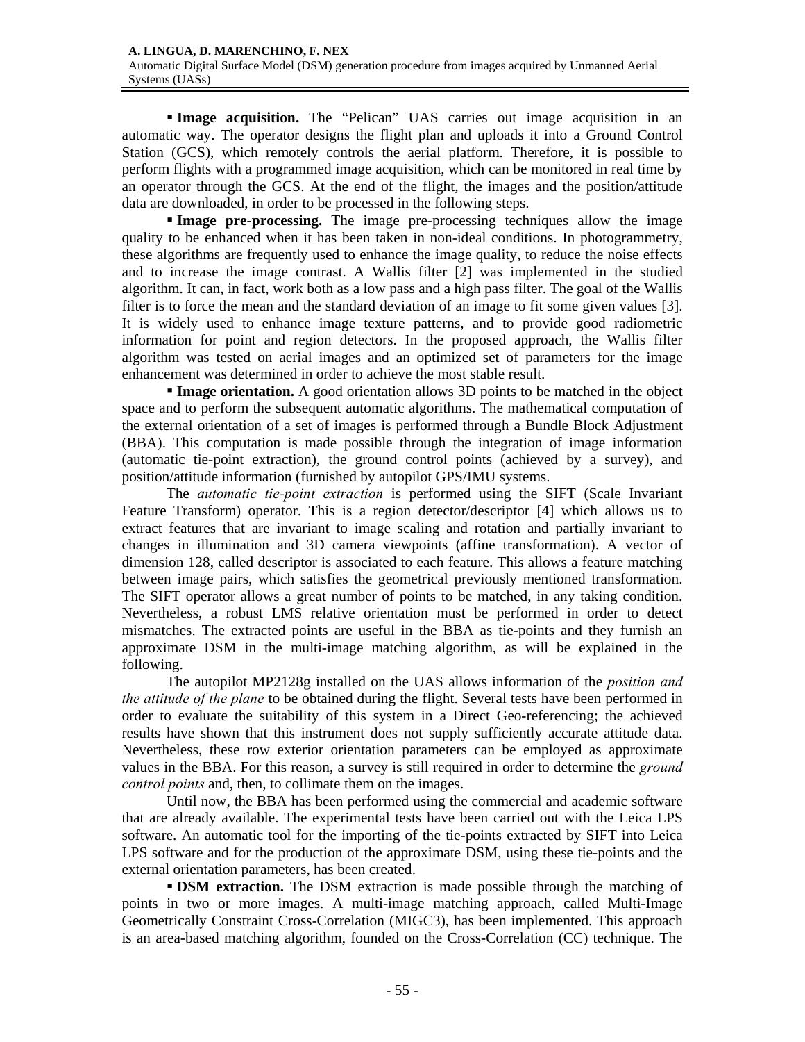▪ **Image acquisition.** The "Pelican" UAS carries out image acquisition in an automatic way. The operator designs the flight plan and uploads it into a Ground Control Station (GCS), which remotely controls the aerial platform. Therefore, it is possible to perform flights with a programmed image acquisition, which can be monitored in real time by an operator through the GCS. At the end of the flight, the images and the position/attitude data are downloaded, in order to be processed in the following steps.

▪ **Image pre-processing.** The image pre-processing techniques allow the image quality to be enhanced when it has been taken in non-ideal conditions. In photogrammetry, these algorithms are frequently used to enhance the image quality, to reduce the noise effects and to increase the image contrast. A Wallis filter [2] was implemented in the studied algorithm. It can, in fact, work both as a low pass and a high pass filter. The goal of the Wallis filter is to force the mean and the standard deviation of an image to fit some given values [3]. It is widely used to enhance image texture patterns, and to provide good radiometric information for point and region detectors. In the proposed approach, the Wallis filter algorithm was tested on aerial images and an optimized set of parameters for the image enhancement was determined in order to achieve the most stable result.

▪ **Image orientation.** A good orientation allows 3D points to be matched in the object space and to perform the subsequent automatic algorithms. The mathematical computation of the external orientation of a set of images is performed through a Bundle Block Adjustment (BBA). This computation is made possible through the integration of image information (automatic tie-point extraction), the ground control points (achieved by a survey), and position/attitude information (furnished by autopilot GPS/IMU systems.

The *automatic tie-point extraction* is performed using the SIFT (Scale Invariant Feature Transform) operator. This is a region detector/descriptor [4] which allows us to extract features that are invariant to image scaling and rotation and partially invariant to changes in illumination and 3D camera viewpoints (affine transformation). A vector of dimension 128, called descriptor is associated to each feature. This allows a feature matching between image pairs, which satisfies the geometrical previously mentioned transformation. The SIFT operator allows a great number of points to be matched, in any taking condition. Nevertheless, a robust LMS relative orientation must be performed in order to detect mismatches. The extracted points are useful in the BBA as tie-points and they furnish an approximate DSM in the multi-image matching algorithm, as will be explained in the following.

The autopilot MP2128g installed on the UAS allows information of the *position and the attitude of the plane* to be obtained during the flight. Several tests have been performed in order to evaluate the suitability of this system in a Direct Geo-referencing; the achieved results have shown that this instrument does not supply sufficiently accurate attitude data. Nevertheless, these row exterior orientation parameters can be employed as approximate values in the BBA. For this reason, a survey is still required in order to determine the *ground control points* and, then, to collimate them on the images.

Until now, the BBA has been performed using the commercial and academic software that are already available. The experimental tests have been carried out with the Leica LPS software. An automatic tool for the importing of the tie-points extracted by SIFT into Leica LPS software and for the production of the approximate DSM, using these tie-points and the external orientation parameters, has been created.

▪ **DSM extraction.** The DSM extraction is made possible through the matching of points in two or more images. A multi-image matching approach, called Multi-Image Geometrically Constraint Cross-Correlation (MIGC3), has been implemented. This approach is an area-based matching algorithm, founded on the Cross-Correlation (CC) technique. The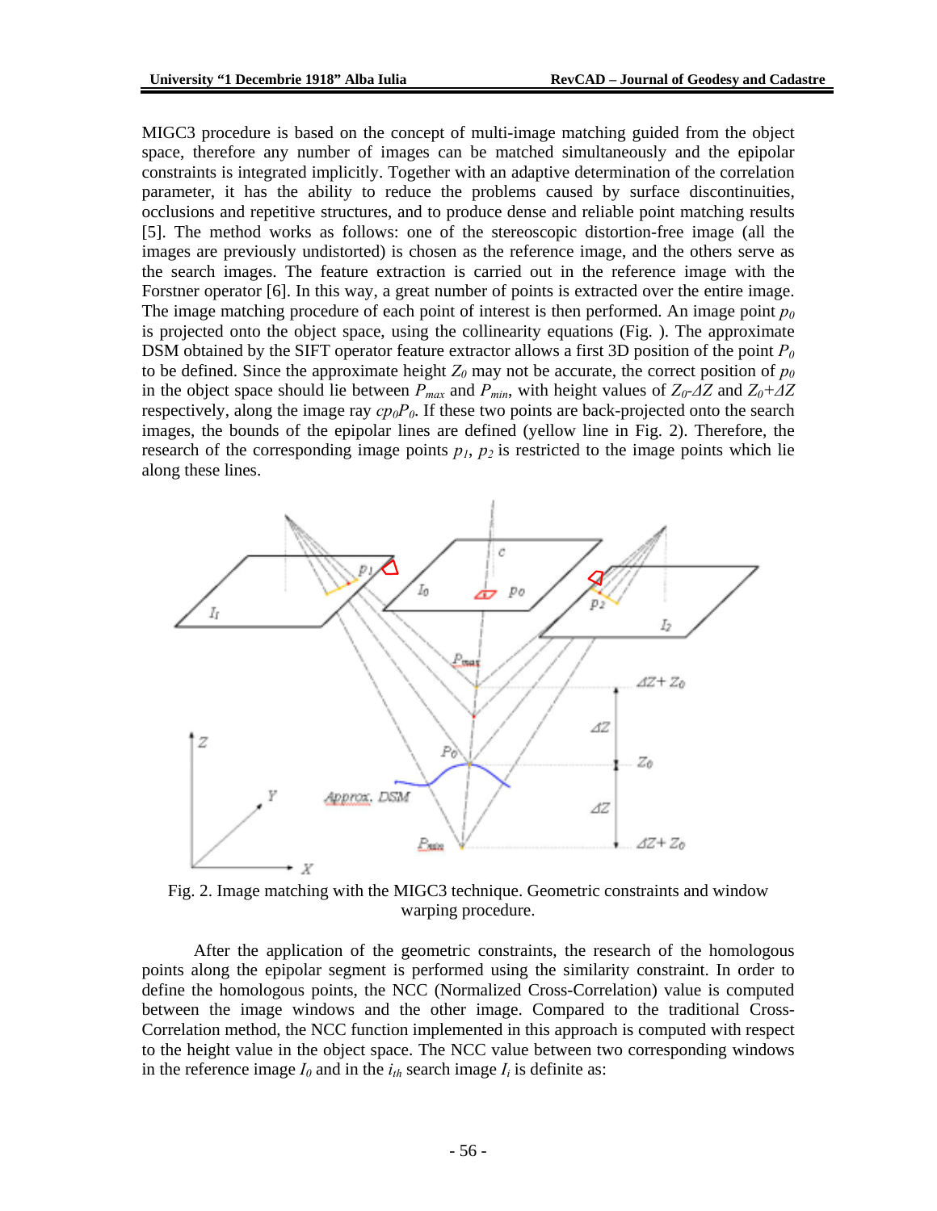MIGC3 procedure is based on the concept of multi-image matching guided from the object space, therefore any number of images can be matched simultaneously and the epipolar constraints is integrated implicitly. Together with an adaptive determination of the correlation parameter, it has the ability to reduce the problems caused by surface discontinuities, occlusions and repetitive structures, and to produce dense and reliable point matching results [5]. The method works as follows: one of the stereoscopic distortion-free image (all the images are previously undistorted) is chosen as the reference image, and the others serve as the search images. The feature extraction is carried out in the reference image with the Forstner operator [6]. In this way, a great number of points is extracted over the entire image. The image matching procedure of each point of interest is then performed. An image point $p_0$ is projected onto the object space, using the collinearity equations (Fig. ). The approximate DSM obtained by the SIFT operator feature extractor allows a first 3D position of the point $P_0$ to be defined. Since the approximate height $Z_0$ may not be accurate, the correct position of $p_0$ in the object space should lie between $P_{max}$ and $P_{min}$, with height values of $Z_0$-$\Delta Z$ and $Z_0$+$\Delta Z$ respectively, along the image ray $cp_0P_0$. If these two points are back-projected onto the search images, the bounds of the epipolar lines are defined (yellow line in Fig. 2). Therefore, the research of the corresponding image points $p_1$, $p_2$ is restricted to the image points which lie along these lines.

Fig. 2. Image matching with the MIGC3 technique. Geometric constraints and window warping procedure.

After the application of the geometric constraints, the research of the homologous points along the epipolar segment is performed using the similarity constraint. In order to define the homologous points, the NCC (Normalized Cross-Correlation) value is computed between the image windows and the other image. Compared to the traditional Cross-Correlation method, the NCC function implemented in this approach is computed with respect to the height value in the object space. The NCC value between two corresponding windows in the reference image $I_0$ and in the $i_{th}$ search image $I_i$ is definite as: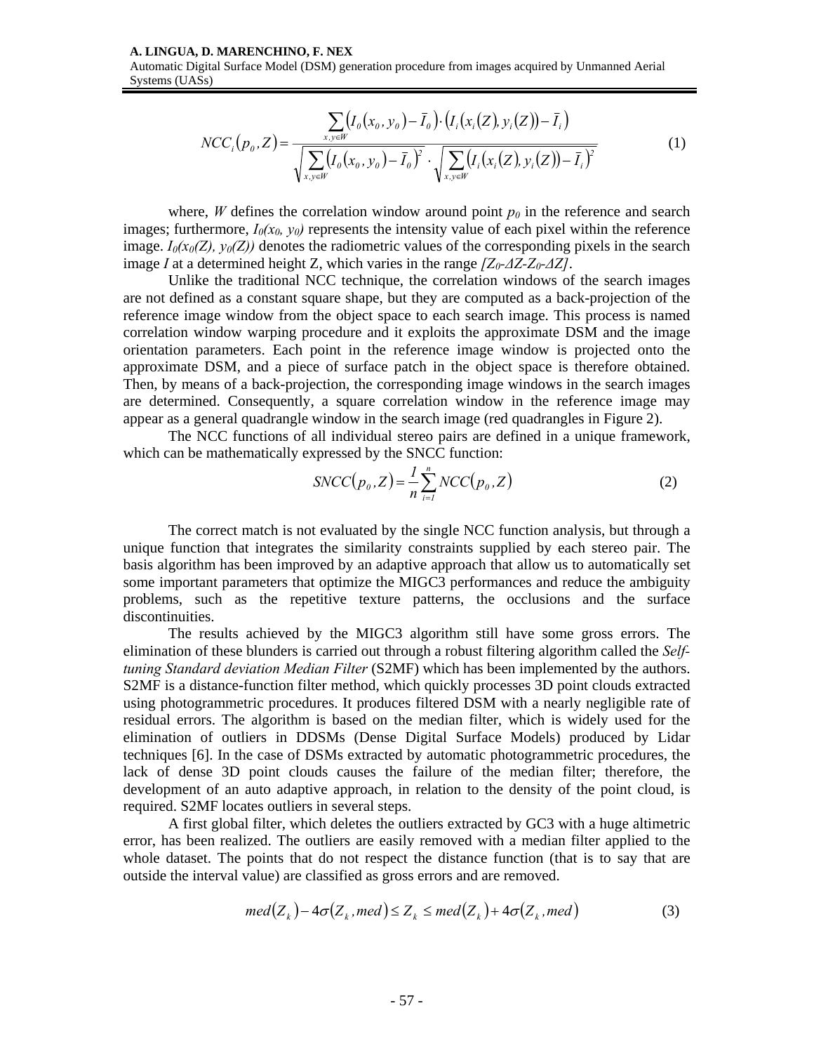$$NCC_i(p_0, Z) = \frac{\sum_{x,y \in W} \left(I_0(x_0, y_0) - \bar{I}_0\right) \cdot \left(I_i(x_i(Z), y_i(Z)) - \bar{I}_i\right)}{\sqrt{\sum_{x,y \in W} \left(I_0(x_0, y_0) - \bar{I}_0\right)^2} \cdot \sqrt{\sum_{x,y \in W} \left(I_i(x_i(Z), y_i(Z)) - \bar{I}_i\right)^2}} \tag{1}$$

where, $W$ defines the correlation window around point $p_0$ in the reference and search images; furthermore, $I_0(x_0, y_0)$ represents the intensity value of each pixel within the reference image. $I_0(x_0(Z), y_0(Z))$ denotes the radiometric values of the corresponding pixels in the search image $I$ at a determined height Z, which varies in the range $[Z_0\text{-}\Delta Z\text{-}Z_0\text{-}\Delta Z]$.

Unlike the traditional NCC technique, the correlation windows of the search images are not defined as a constant square shape, but they are computed as a back-projection of the reference image window from the object space to each search image. This process is named correlation window warping procedure and it exploits the approximate DSM and the image orientation parameters. Each point in the reference image window is projected onto the approximate DSM, and a piece of surface patch in the object space is therefore obtained. Then, by means of a back-projection, the corresponding image windows in the search images are determined. Consequently, a square correlation window in the reference image may appear as a general quadrangle window in the search image (red quadrangles in Figure 2).

The NCC functions of all individual stereo pairs are defined in a unique framework, which can be mathematically expressed by the SNCC function:

$$SNCC(p_0, Z) = \frac{1}{n} \sum_{i=1}^{n} NCC(p_0, Z) \tag{2}$$

The correct match is not evaluated by the single NCC function analysis, but through a unique function that integrates the similarity constraints supplied by each stereo pair. The basis algorithm has been improved by an adaptive approach that allow us to automatically set some important parameters that optimize the MIGC3 performances and reduce the ambiguity problems, such as the repetitive texture patterns, the occlusions and the surface discontinuities.

The results achieved by the MIGC3 algorithm still have some gross errors. The elimination of these blunders is carried out through a robust filtering algorithm called the *Self-tuning Standard deviation Median Filter* (S2MF) which has been implemented by the authors. S2MF is a distance-function filter method, which quickly processes 3D point clouds extracted using photogrammetric procedures. It produces filtered DSM with a nearly negligible rate of residual errors. The algorithm is based on the median filter, which is widely used for the elimination of outliers in DDSMs (Dense Digital Surface Models) produced by Lidar techniques [6]. In the case of DSMs extracted by automatic photogrammetric procedures, the lack of dense 3D point clouds causes the failure of the median filter; therefore, the development of an auto adaptive approach, in relation to the density of the point cloud, is required. S2MF locates outliers in several steps.

A first global filter, which deletes the outliers extracted by GC3 with a huge altimetric error, has been realized. The outliers are easily removed with a median filter applied to the whole dataset. The points that do not respect the distance function (that is to say that are outside the interval value) are classified as gross errors and are removed.

$$med(Z_k) - 4\sigma(Z_k, med) \le Z_k \le med(Z_k) + 4\sigma(Z_k, med) \tag{3}$$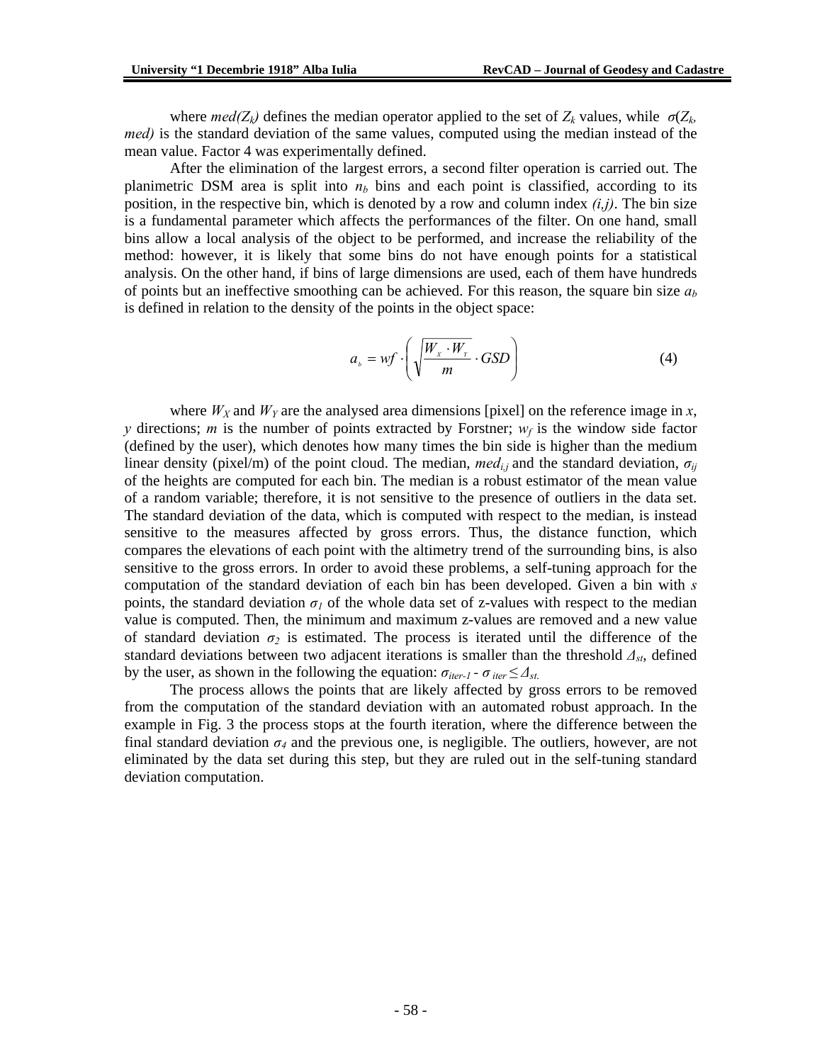where $med(Z_k)$ defines the median operator applied to the set of $Z_k$ values, while $\sigma(Z_k, med)$ is the standard deviation of the same values, computed using the median instead of the mean value. Factor 4 was experimentally defined.

After the elimination of the largest errors, a second filter operation is carried out. The planimetric DSM area is split into $n_b$ bins and each point is classified, according to its position, in the respective bin, which is denoted by a row and column index $(i,j)$. The bin size is a fundamental parameter which affects the performances of the filter. On one hand, small bins allow a local analysis of the object to be performed, and increase the reliability of the method: however, it is likely that some bins do not have enough points for a statistical analysis. On the other hand, if bins of large dimensions are used, each of them have hundreds of points but an ineffective smoothing can be achieved. For this reason, the square bin size $a_b$ is defined in relation to the density of the points in the object space:

$$a_b = wf \cdot \left( \sqrt{\frac{W_X \cdot W_Y}{m}} \cdot GSD \right) \tag{4}$$

where $W_X$ and $W_Y$ are the analysed area dimensions [pixel] on the reference image in $x$, $y$ directions; $m$ is the number of points extracted by Forstner; $w_f$ is the window side factor (defined by the user), which denotes how many times the bin side is higher than the medium linear density (pixel/m) of the point cloud. The median, $med_{i,j}$ and the standard deviation, $\sigma_{ij}$ of the heights are computed for each bin. The median is a robust estimator of the mean value of a random variable; therefore, it is not sensitive to the presence of outliers in the data set. The standard deviation of the data, which is computed with respect to the median, is instead sensitive to the measures affected by gross errors. Thus, the distance function, which compares the elevations of each point with the altimetry trend of the surrounding bins, is also sensitive to the gross errors. In order to avoid these problems, a self-tuning approach for the computation of the standard deviation of each bin has been developed. Given a bin with $s$ points, the standard deviation $\sigma_1$ of the whole data set of z-values with respect to the median value is computed. Then, the minimum and maximum z-values are removed and a new value of standard deviation $\sigma_2$ is estimated. The process is iterated until the difference of the standard deviations between two adjacent iterations is smaller than the threshold $\Delta_{st}$, defined by the user, as shown in the following the equation: $\sigma_{iter-1} - \sigma_{iter} \leq \Delta_{st}$.

The process allows the points that are likely affected by gross errors to be removed from the computation of the standard deviation with an automated robust approach. In the example in Fig. 3 the process stops at the fourth iteration, where the difference between the final standard deviation $\sigma_4$ and the previous one, is negligible. The outliers, however, are not eliminated by the data set during this step, but they are ruled out in the self-tuning standard deviation computation.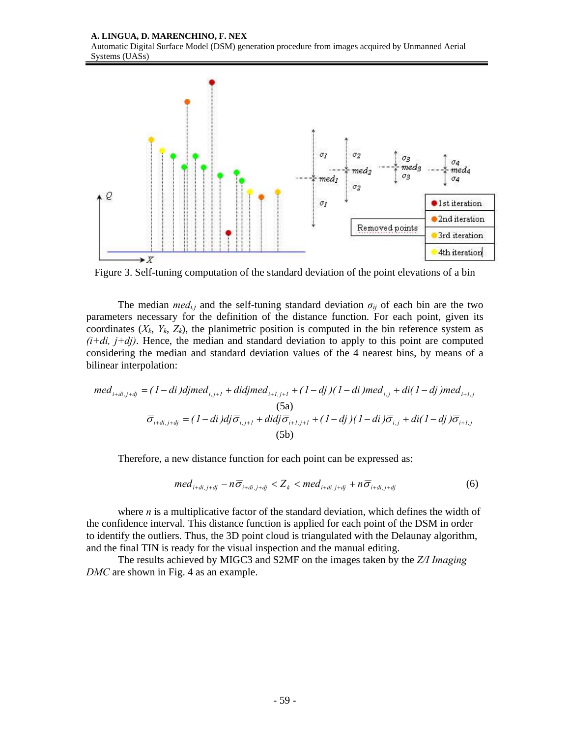Figure 3. Self-tuning computation of the standard deviation of the point elevations of a bin

The median $med_{i,j}$ and the self-tuning standard deviation $\sigma_{ij}$ of each bin are the two parameters necessary for the definition of the distance function. For each point, given its coordinates ($X_k$, $Y_k$, $Z_k$), the planimetric position is computed in the bin reference system as $(i+di,\ j+dj)$. Hence, the median and standard deviation to apply to this point are computed considering the median and standard deviation values of the 4 nearest bins, by means of a bilinear interpolation:

$$med_{i+di,j+dj} = (1-di)dj\,med_{i,j+1} + di\,dj\,med_{i+1,j+1} + (1-dj)(1-di)med_{i,j} + di(1-dj)med_{i+1,j} \tag{5a}$$

$$\overline{\sigma}_{i+di,j+dj} = (1-di)dj\,\overline{\sigma}_{i,j+1} + di\,dj\,\overline{\sigma}_{i+1,j+1} + (1-dj)(1-di)\overline{\sigma}_{i,j} + di(1-dj)\overline{\sigma}_{i+1,j} \tag{5b}$$

Therefore, a new distance function for each point can be expressed as:

$$med_{i+di,j+dj} - n\overline{\sigma}_{i+di,j+dj} < Z_k < med_{i+di,j+dj} + n\overline{\sigma}_{i+di,j+dj} \tag{6}$$

where $n$ is a multiplicative factor of the standard deviation, which defines the width of the confidence interval. This distance function is applied for each point of the DSM in order to identify the outliers. Thus, the 3D point cloud is triangulated with the Delaunay algorithm, and the final TIN is ready for the visual inspection and the manual editing.

The results achieved by MIGC3 and S2MF on the images taken by the *Z/I Imaging DMC* are shown in Fig. 4 as an example.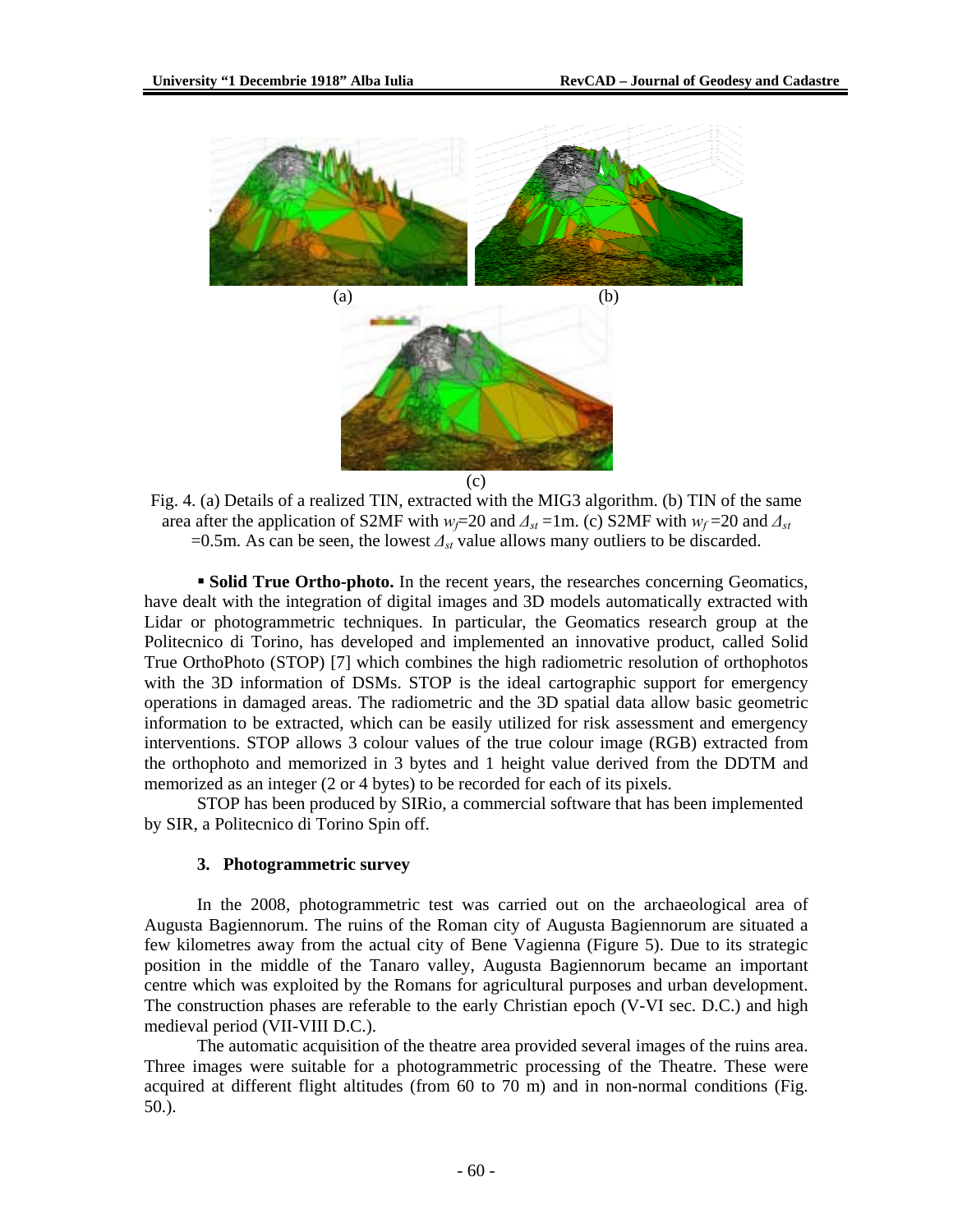(a) (b)

(c)

Fig. 4. (a) Details of a realized TIN, extracted with the MIG3 algorithm. (b) TIN of the same area after the application of S2MF with $w_f$=20 and $\Delta_{st}$ =1m. (c) S2MF with $w_f$ =20 and $\Delta_{st}$ =0.5m. As can be seen, the lowest $\Delta_{st}$ value allows many outliers to be discarded.

▪ **Solid True Ortho-photo.** In the recent years, the researches concerning Geomatics, have dealt with the integration of digital images and 3D models automatically extracted with Lidar or photogrammetric techniques. In particular, the Geomatics research group at the Politecnico di Torino, has developed and implemented an innovative product, called Solid True OrthoPhoto (STOP) [7] which combines the high radiometric resolution of orthophotos with the 3D information of DSMs. STOP is the ideal cartographic support for emergency operations in damaged areas. The radiometric and the 3D spatial data allow basic geometric information to be extracted, which can be easily utilized for risk assessment and emergency interventions. STOP allows 3 colour values of the true colour image (RGB) extracted from the orthophoto and memorized in 3 bytes and 1 height value derived from the DDTM and memorized as an integer (2 or 4 bytes) to be recorded for each of its pixels.

STOP has been produced by SIRio, a commercial software that has been implemented by SIR, a Politecnico di Torino Spin off.

## 3. Photogrammetric survey

In the 2008, photogrammetric test was carried out on the archaeological area of Augusta Bagiennorum. The ruins of the Roman city of Augusta Bagiennorum are situated a few kilometres away from the actual city of Bene Vagienna (Figure 5). Due to its strategic position in the middle of the Tanaro valley, Augusta Bagiennorum became an important centre which was exploited by the Romans for agricultural purposes and urban development. The construction phases are referable to the early Christian epoch (V-VI sec. D.C.) and high medieval period (VII-VIII D.C.).

The automatic acquisition of the theatre area provided several images of the ruins area. Three images were suitable for a photogrammetric processing of the Theatre. These were acquired at different flight altitudes (from 60 to 70 m) and in non-normal conditions (Fig. 50.).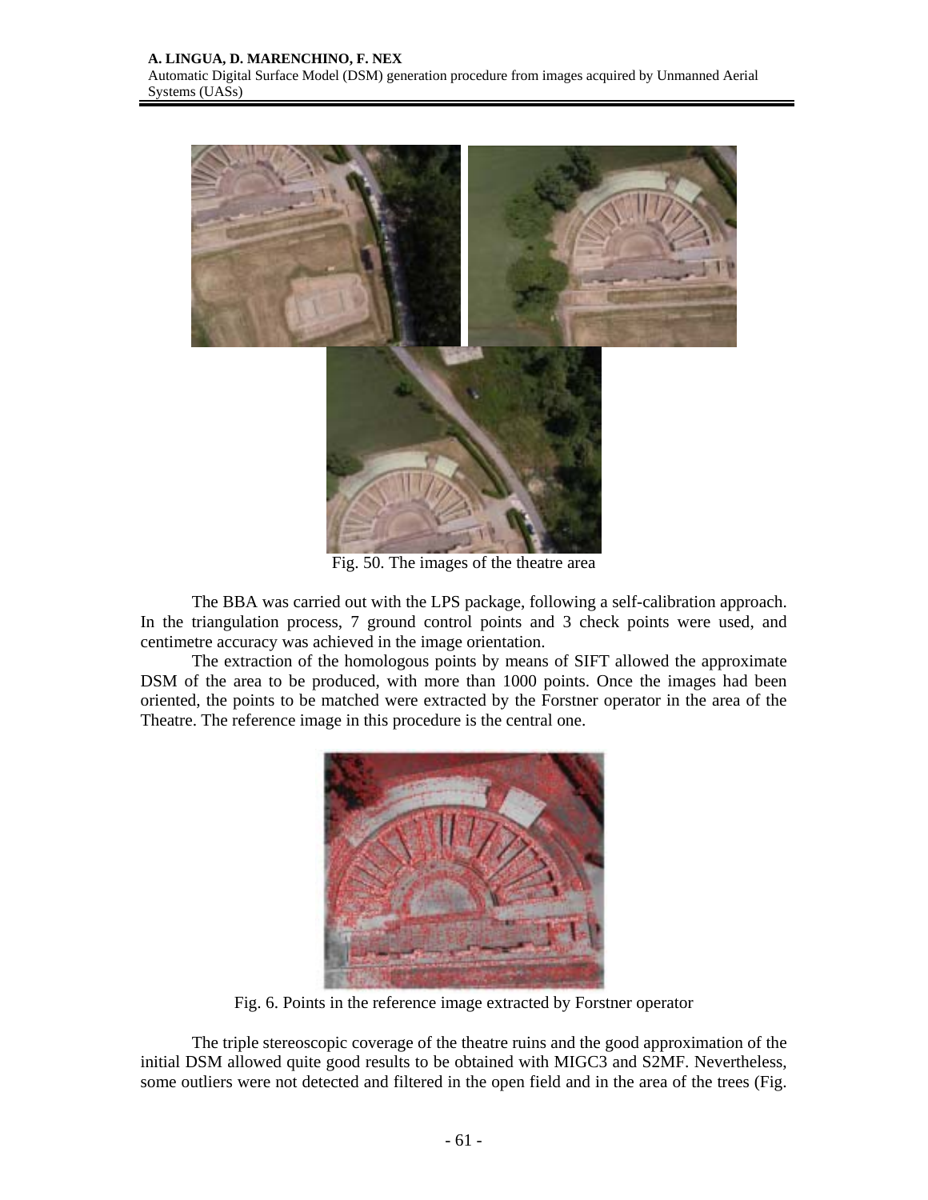Fig. 50. The images of the theatre area

The BBA was carried out with the LPS package, following a self-calibration approach. In the triangulation process, 7 ground control points and 3 check points were used, and centimetre accuracy was achieved in the image orientation.

The extraction of the homologous points by means of SIFT allowed the approximate DSM of the area to be produced, with more than 1000 points. Once the images had been oriented, the points to be matched were extracted by the Forstner operator in the area of the Theatre. The reference image in this procedure is the central one.

Fig. 6. Points in the reference image extracted by Forstner operator

The triple stereoscopic coverage of the theatre ruins and the good approximation of the initial DSM allowed quite good results to be obtained with MIGC3 and S2MF. Nevertheless, some outliers were not detected and filtered in the open field and in the area of the trees (Fig.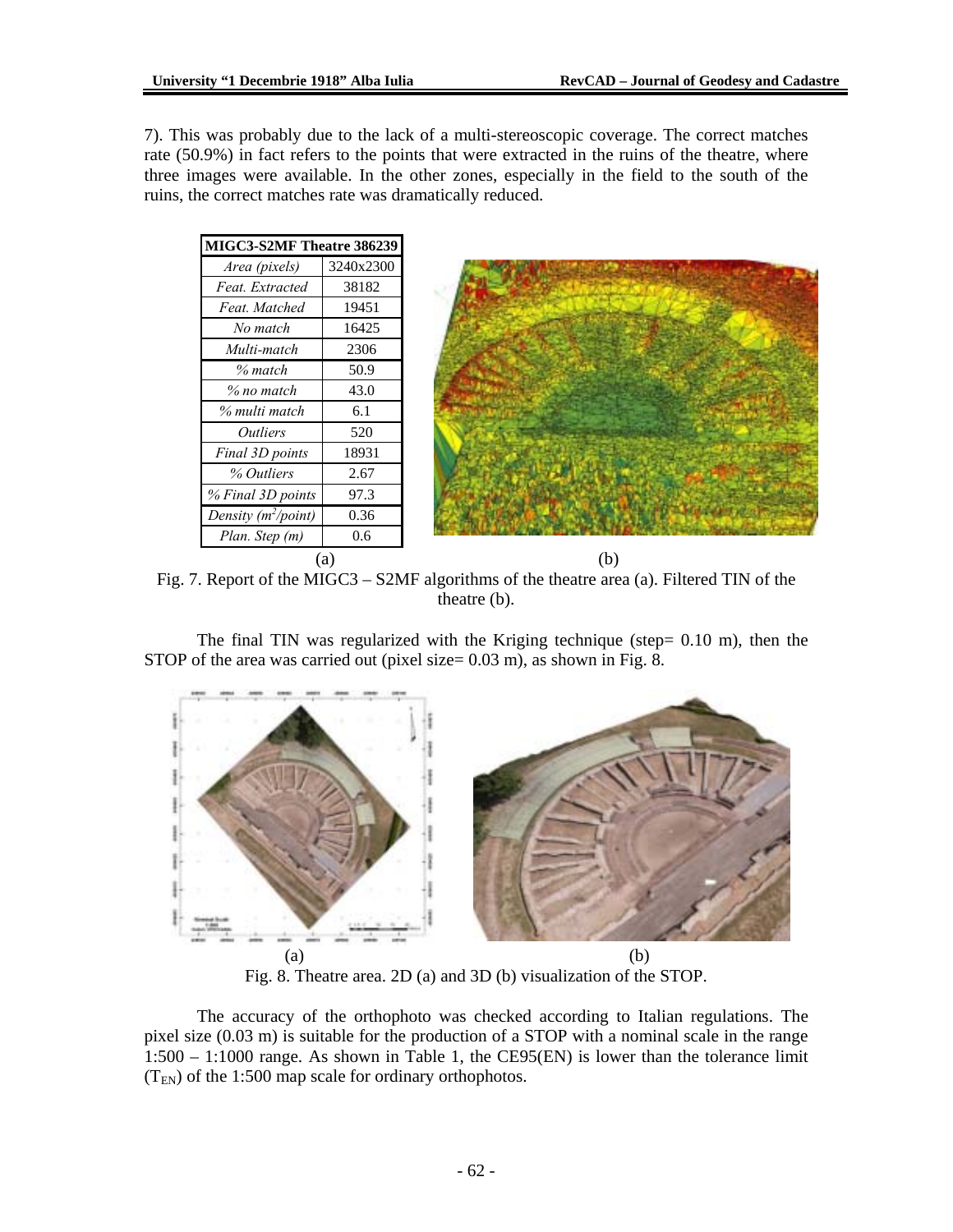7). This was probably due to the lack of a multi-stereoscopic coverage. The correct matches rate (50.9%) in fact refers to the points that were extracted in the ruins of the theatre, where three images were available. In the other zones, especially in the field to the south of the ruins, the correct matches rate was dramatically reduced.

| MIGC3-S2MF Theatre 386239 | |
|---|---|
| *Area (pixels)* | 3240x2300 |
| *Feat. Extracted* | 38182 |
| *Feat. Matched* | 19451 |
| *No match* | 16425 |
| *Multi-match* | 2306 |
| *% match* | 50.9 |
| *% no match* | 43.0 |
| *% multi match* | 6.1 |
| *Outliers* | 520 |
| *Final 3D points* | 18931 |
| *% Outliers* | 2.67 |
| *% Final 3D points* | 97.3 |
| *Density ($m^2$/point)* | 0.36 |
| *Plan. Step (m)* | 0.6 |

(a) (b)

Fig. 7. Report of the MIGC3 – S2MF algorithms of the theatre area (a). Filtered TIN of the theatre (b).

The final TIN was regularized with the Kriging technique (step= 0.10 m), then the STOP of the area was carried out (pixel size= 0.03 m), as shown in Fig. 8.

(a) (b)

Fig. 8. Theatre area. 2D (a) and 3D (b) visualization of the STOP.

The accuracy of the orthophoto was checked according to Italian regulations. The pixel size (0.03 m) is suitable for the production of a STOP with a nominal scale in the range 1:500 – 1:1000 range. As shown in Table 1, the CE95(EN) is lower than the tolerance limit ($T_{EN}$) of the 1:500 map scale for ordinary orthophotos.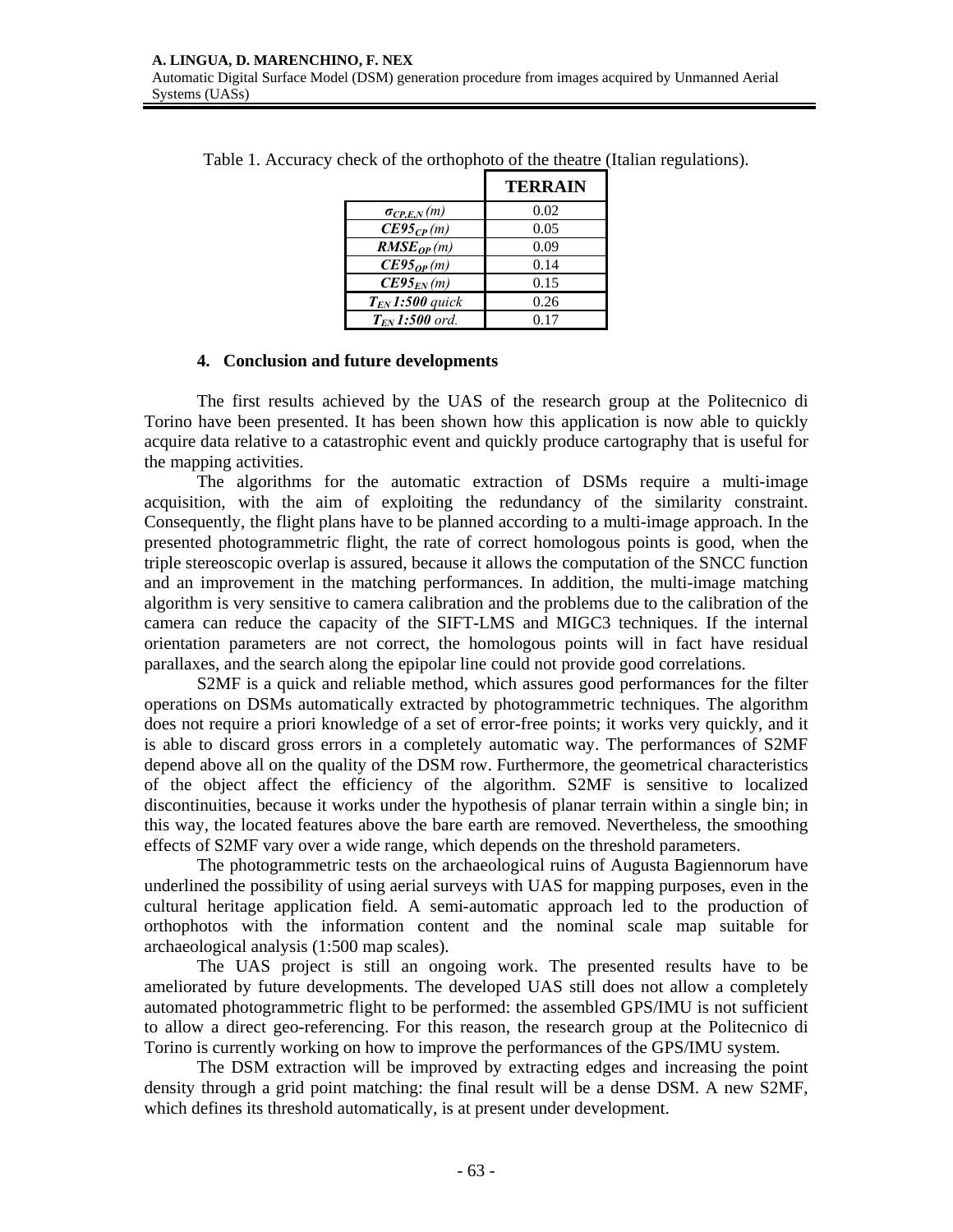Table 1. Accuracy check of the orthophoto of the theatre (Italian regulations).

| | TERRAIN |
|---|---|
| $\sigma_{CP,E,N}$ (m) | 0.02 |
| $CE95_{CP}$ (m) | 0.05 |
| $RMSE_{OP}$ (m) | 0.09 |
| $CE95_{OP}$ (m) | 0.14 |
| $CE95_{EN}$ (m) | 0.15 |
| $T_{EN}$ 1:500 quick | 0.26 |
| $T_{EN}$ 1:500 ord. | 0.17 |

## 4. Conclusion and future developments

The first results achieved by the UAS of the research group at the Politecnico di Torino have been presented. It has been shown how this application is now able to quickly acquire data relative to a catastrophic event and quickly produce cartography that is useful for the mapping activities.

The algorithms for the automatic extraction of DSMs require a multi-image acquisition, with the aim of exploiting the redundancy of the similarity constraint. Consequently, the flight plans have to be planned according to a multi-image approach. In the presented photogrammetric flight, the rate of correct homologous points is good, when the triple stereoscopic overlap is assured, because it allows the computation of the SNCC function and an improvement in the matching performances. In addition, the multi-image matching algorithm is very sensitive to camera calibration and the problems due to the calibration of the camera can reduce the capacity of the SIFT-LMS and MIGC3 techniques. If the internal orientation parameters are not correct, the homologous points will in fact have residual parallaxes, and the search along the epipolar line could not provide good correlations.

S2MF is a quick and reliable method, which assures good performances for the filter operations on DSMs automatically extracted by photogrammetric techniques. The algorithm does not require a priori knowledge of a set of error-free points; it works very quickly, and it is able to discard gross errors in a completely automatic way. The performances of S2MF depend above all on the quality of the DSM row. Furthermore, the geometrical characteristics of the object affect the efficiency of the algorithm. S2MF is sensitive to localized discontinuities, because it works under the hypothesis of planar terrain within a single bin; in this way, the located features above the bare earth are removed. Nevertheless, the smoothing effects of S2MF vary over a wide range, which depends on the threshold parameters.

The photogrammetric tests on the archaeological ruins of Augusta Bagiennorum have underlined the possibility of using aerial surveys with UAS for mapping purposes, even in the cultural heritage application field. A semi-automatic approach led to the production of orthophotos with the information content and the nominal scale map suitable for archaeological analysis (1:500 map scales).

The UAS project is still an ongoing work. The presented results have to be ameliorated by future developments. The developed UAS still does not allow a completely automated photogrammetric flight to be performed: the assembled GPS/IMU is not sufficient to allow a direct geo-referencing. For this reason, the research group at the Politecnico di Torino is currently working on how to improve the performances of the GPS/IMU system.

The DSM extraction will be improved by extracting edges and increasing the point density through a grid point matching: the final result will be a dense DSM. A new S2MF, which defines its threshold automatically, is at present under development.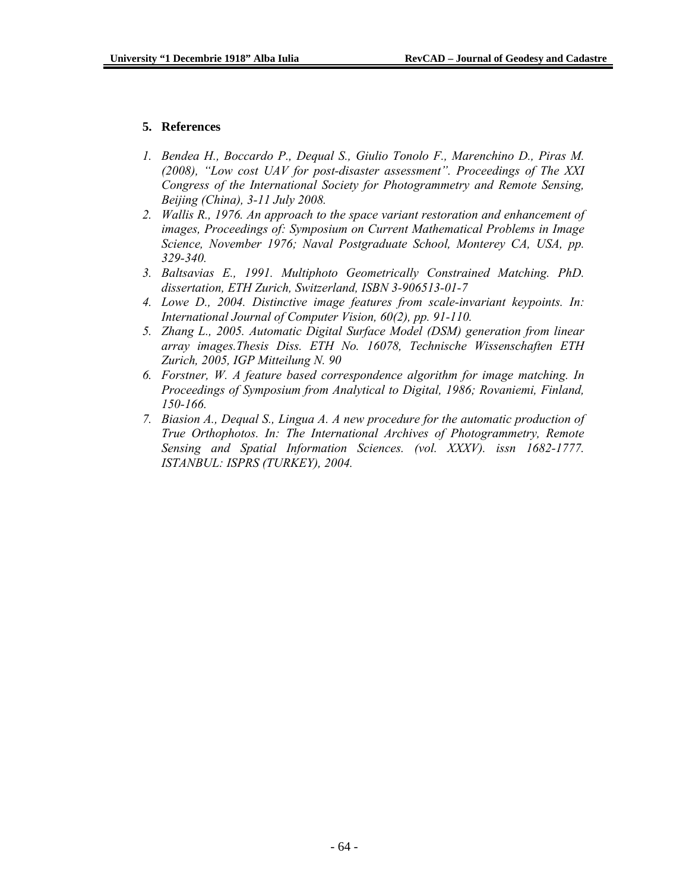## 5. References

1. *Bendea H., Boccardo P., Dequal S., Giulio Tonolo F., Marenchino D., Piras M. (2008), "Low cost UAV for post-disaster assessment". Proceedings of The XXI Congress of the International Society for Photogrammetry and Remote Sensing, Beijing (China), 3-11 July 2008.*
2. *Wallis R., 1976. An approach to the space variant restoration and enhancement of images, Proceedings of: Symposium on Current Mathematical Problems in Image Science, November 1976; Naval Postgraduate School, Monterey CA, USA, pp. 329-340.*
3. *Baltsavias E., 1991. Multiphoto Geometrically Constrained Matching. PhD. dissertation, ETH Zurich, Switzerland, ISBN 3-906513-01-7*
4. *Lowe D., 2004. Distinctive image features from scale-invariant keypoints. In: International Journal of Computer Vision, 60(2), pp. 91-110.*
5. *Zhang L., 2005. Automatic Digital Surface Model (DSM) generation from linear array images.Thesis Diss. ETH No. 16078, Technische Wissenschaften ETH Zurich, 2005, IGP Mitteilung N. 90*
6. *Forstner, W. A feature based correspondence algorithm for image matching. In Proceedings of Symposium from Analytical to Digital, 1986; Rovaniemi, Finland, 150-166.*
7. *Biasion A., Dequal S., Lingua A. A new procedure for the automatic production of True Orthophotos. In: The International Archives of Photogrammetry, Remote Sensing and Spatial Information Sciences. (vol. XXXV). issn 1682-1777. ISTANBUL: ISPRS (TURKEY), 2004.*